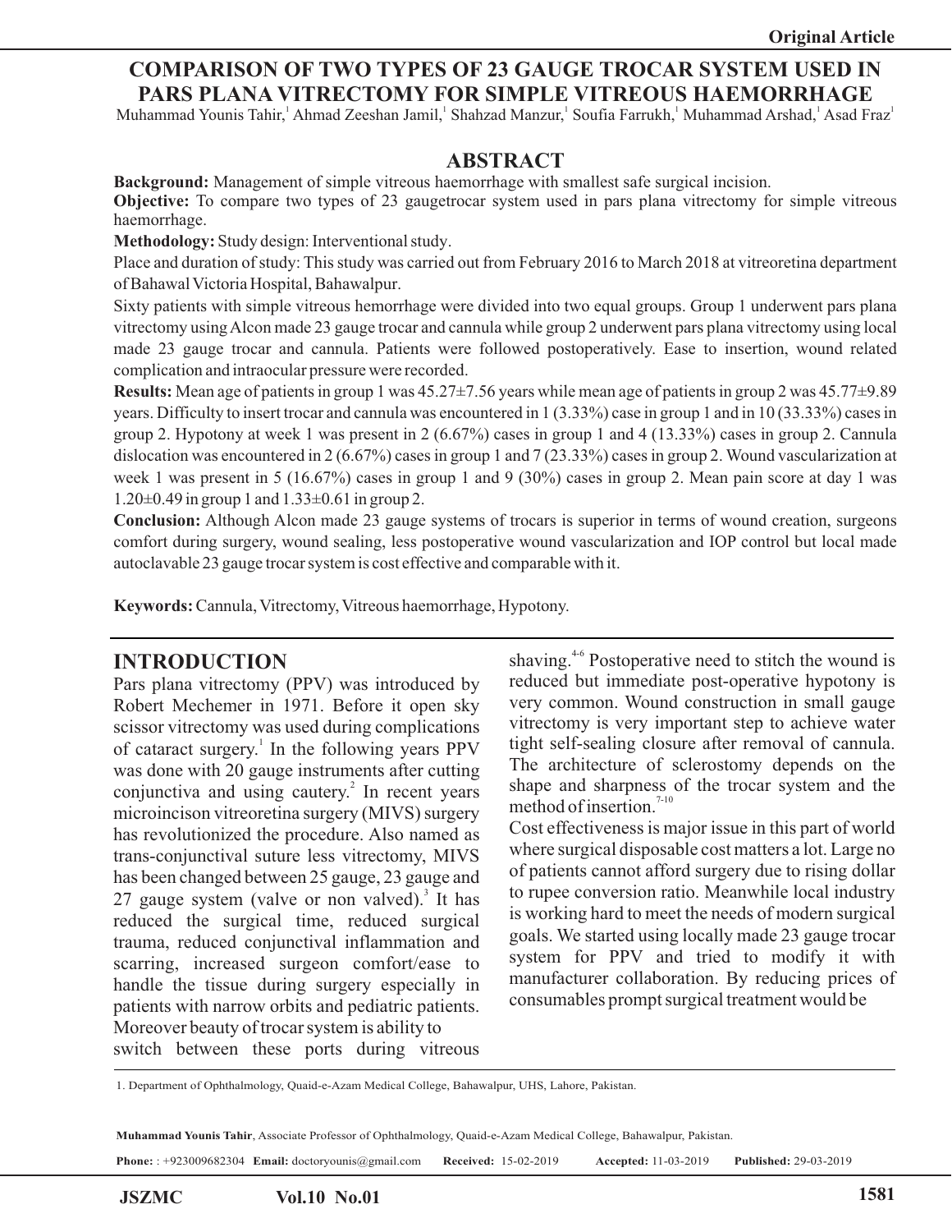Original Article

# COMPARISON OF TWO TYPES OF 23 GAUGE TROCAR SYSTEM USED IN PARS PLANA VITRECTOMY FOR SIMPLE VITREOUS HAEMORRHAGE

Muhammad Younis Tahir,[1] Ahmad Zeeshan Jamil,[1] Shahzad Manzur,[1] Soufia Farrukh,[1] Muhammad Arshad,[1] Asad Fraz[1]

## ABSTRACT

**Background:** Management of simple vitreous haemorrhage with smallest safe surgical incision.

**Objective:** To compare two types of 23 gaugetrocar system used in pars plana vitrectomy for simple vitreous haemorrhage.

**Methodology:** Study design: Interventional study.

Place and duration of study: This study was carried out from February 2016 to March 2018 at vitreoretina department of Bahawal Victoria Hospital, Bahawalpur.

Sixty patients with simple vitreous hemorrhage were divided into two equal groups. Group 1 underwent pars plana vitrectomy using Alcon made 23 gauge trocar and cannula while group 2 underwent pars plana vitrectomy using local made 23 gauge trocar and cannula. Patients were followed postoperatively. Ease to insertion, wound related complication and intraocular pressure were recorded.

**Results:** Mean age of patients in group 1 was 45.27±7.56 years while mean age of patients in group 2 was 45.77±9.89 years. Difficulty to insert trocar and cannula was encountered in 1 (3.33%) case in group 1 and in 10 (33.33%) cases in group 2. Hypotony at week 1 was present in 2 (6.67%) cases in group 1 and 4 (13.33%) cases in group 2. Cannula dislocation was encountered in 2 (6.67%) cases in group 1 and 7 (23.33%) cases in group 2. Wound vascularization at week 1 was present in 5 (16.67%) cases in group 1 and 9 (30%) cases in group 2. Mean pain score at day 1 was 1.20±0.49 in group 1 and 1.33±0.61 in group 2.

**Conclusion:** Although Alcon made 23 gauge systems of trocars is superior in terms of wound creation, surgeons comfort during surgery, wound sealing, less postoperative wound vascularization and IOP control but local made autoclavable 23 gauge trocar system is cost effective and comparable with it.

**Keywords:** Cannula, Vitrectomy, Vitreous haemorrhage, Hypotony.

## INTRODUCTION

Pars plana vitrectomy (PPV) was introduced by Robert Mechemer in 1971. Before it open sky scissor vitrectomy was used during complications of cataract surgery.[1] In the following years PPV was done with 20 gauge instruments after cutting conjunctiva and using cautery.[2] In recent years microincison vitreoretina surgery (MIVS) surgery has revolutionized the procedure. Also named as trans-conjunctival suture less vitrectomy, MIVS has been changed between 25 gauge, 23 gauge and 27 gauge system (valve or non valved).[3] It has reduced the surgical time, reduced surgical trauma, reduced conjunctival inflammation and scarring, increased surgeon comfort/ease to handle the tissue during surgery especially in patients with narrow orbits and pediatric patients. Moreover beauty of trocar system is ability to switch between these ports during vitreous shaving.[4-6] Postoperative need to stitch the wound is reduced but immediate post-operative hypotony is very common. Wound construction in small gauge vitrectomy is very important step to achieve water tight self-sealing closure after removal of cannula. The architecture of sclerostomy depends on the shape and sharpness of the trocar system and the method of insertion.[7-10]

Cost effectiveness is major issue in this part of world where surgical disposable cost matters a lot. Large no of patients cannot afford surgery due to rising dollar to rupee conversion ratio. Meanwhile local industry is working hard to meet the needs of modern surgical goals. We started using locally made 23 gauge trocar system for PPV and tried to modify it with manufacturer collaboration. By reducing prices of consumables prompt surgical treatment would be

1. Department of Ophthalmology, Quaid-e-Azam Medical College, Bahawalpur, UHS, Lahore, Pakistan.

**Muhammad Younis Tahir**, Associate Professor of Ophthalmology, Quaid-e-Azam Medical College, Bahawalpur, Pakistan.

**Phone:** : +923009682304 **Email:** doctoryounis@gmail.com **Received:** 15-02-2019 **Accepted:** 11-03-2019 **Published:** 29-03-2019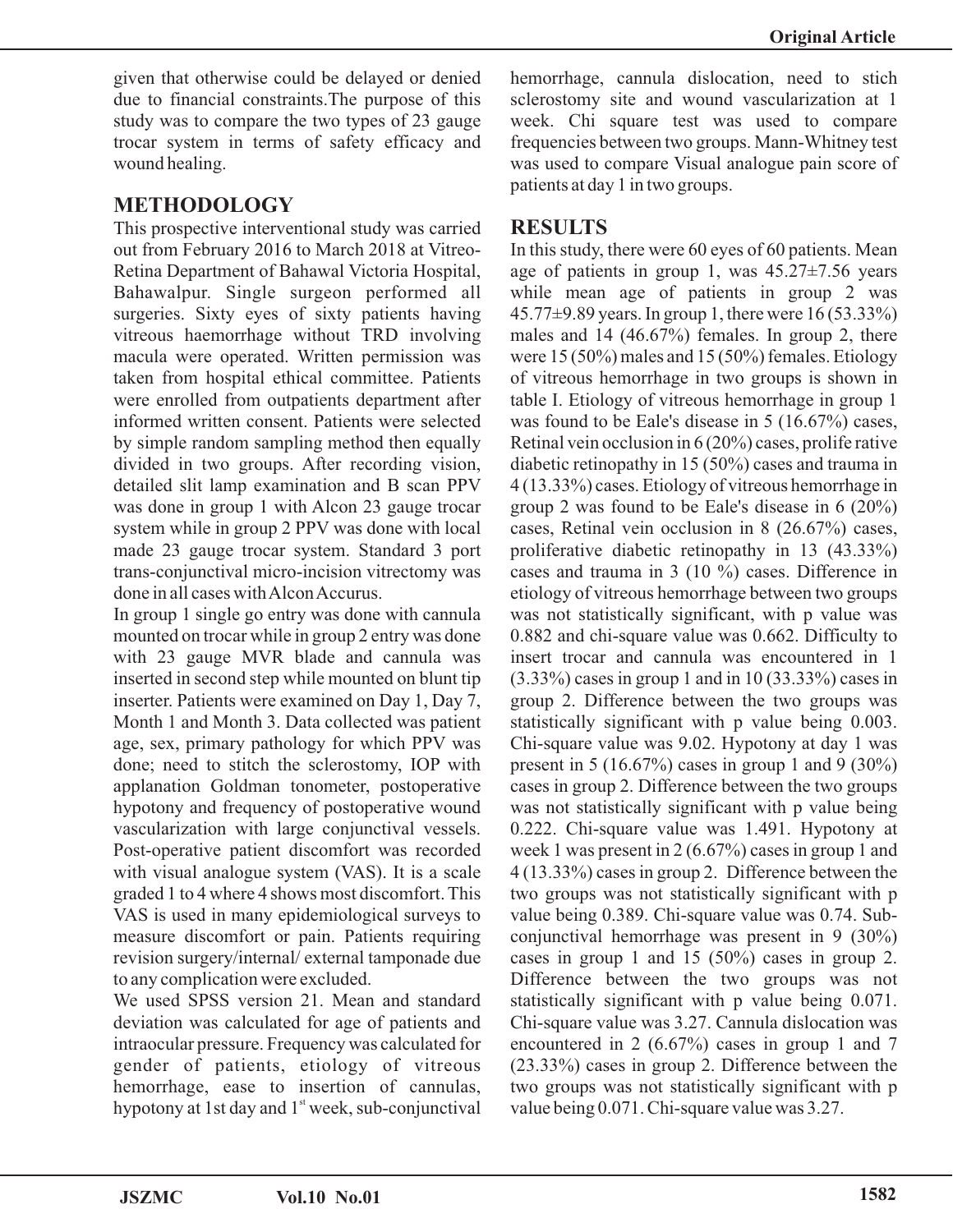given that otherwise could be delayed or denied due to financial constraints.The purpose of this study was to compare the two types of 23 gauge trocar system in terms of safety efficacy and wound healing.

## METHODOLOGY

This prospective interventional study was carried out from February 2016 to March 2018 at Vitreo-Retina Department of Bahawal Victoria Hospital, Bahawalpur. Single surgeon performed all surgeries. Sixty eyes of sixty patients having vitreous haemorrhage without TRD involving macula were operated. Written permission was taken from hospital ethical committee. Patients were enrolled from outpatients department after informed written consent. Patients were selected by simple random sampling method then equally divided in two groups. After recording vision, detailed slit lamp examination and B scan PPV was done in group 1 with Alcon 23 gauge trocar system while in group 2 PPV was done with local made 23 gauge trocar system. Standard 3 port trans-conjunctival micro-incision vitrectomy was done in all cases with Alcon Accurus.

In group 1 single go entry was done with cannula mounted on trocar while in group 2 entry was done with 23 gauge MVR blade and cannula was inserted in second step while mounted on blunt tip inserter. Patients were examined on Day 1, Day 7, Month 1 and Month 3. Data collected was patient age, sex, primary pathology for which PPV was done; need to stitch the sclerostomy, IOP with applanation Goldman tonometer, postoperative hypotony and frequency of postoperative wound vascularization with large conjunctival vessels. Post-operative patient discomfort was recorded with visual analogue system (VAS). It is a scale graded 1 to 4 where 4 shows most discomfort. This VAS is used in many epidemiological surveys to measure discomfort or pain. Patients requiring revision surgery/internal/ external tamponade due to any complication were excluded.

We used SPSS version 21. Mean and standard deviation was calculated for age of patients and intraocular pressure. Frequency was calculated for gender of patients, etiology of vitreous hemorrhage, ease to insertion of cannulas, hypotony at 1st day and 1st week, sub-conjunctival hemorrhage, cannula dislocation, need to stich sclerostomy site and wound vascularization at 1 week. Chi square test was used to compare frequencies between two groups. Mann-Whitney test was used to compare Visual analogue pain score of patients at day 1 in two groups.

## RESULTS

In this study, there were 60 eyes of 60 patients. Mean age of patients in group 1, was 45.27±7.56 years while mean age of patients in group 2 was 45.77±9.89 years. In group 1, there were 16 (53.33%) males and 14 (46.67%) females. In group 2, there were 15 (50%) males and 15 (50%) females. Etiology of vitreous hemorrhage in two groups is shown in table I. Etiology of vitreous hemorrhage in group 1 was found to be Eale's disease in 5 (16.67%) cases, Retinal vein occlusion in 6 (20%) cases, proliferative diabetic retinopathy in 15 (50%) cases and trauma in 4 (13.33%) cases. Etiology of vitreous hemorrhage in group 2 was found to be Eale's disease in 6 (20%) cases, Retinal vein occlusion in 8 (26.67%) cases, proliferative diabetic retinopathy in 13 (43.33%) cases and trauma in 3 (10 %) cases. Difference in etiology of vitreous hemorrhage between two groups was not statistically significant, with p value was 0.882 and chi-square value was 0.662. Difficulty to insert trocar and cannula was encountered in 1 (3.33%) cases in group 1 and in 10 (33.33%) cases in group 2. Difference between the two groups was statistically significant with p value being 0.003. Chi-square value was 9.02. Hypotony at day 1 was present in 5 (16.67%) cases in group 1 and 9 (30%) cases in group 2. Difference between the two groups was not statistically significant with p value being 0.222. Chi-square value was 1.491. Hypotony at week 1 was present in 2 (6.67%) cases in group 1 and 4 (13.33%) cases in group 2. Difference between the two groups was not statistically significant with p value being 0.389. Chi-square value was 0.74. Sub-conjunctival hemorrhage was present in 9 (30%) cases in group 1 and 15 (50%) cases in group 2. Difference between the two groups was not statistically significant with p value being 0.071. Chi-square value was 3.27. Cannula dislocation was encountered in 2 (6.67%) cases in group 1 and 7 (23.33%) cases in group 2. Difference between the two groups was not statistically significant with p value being 0.071. Chi-square value was 3.27.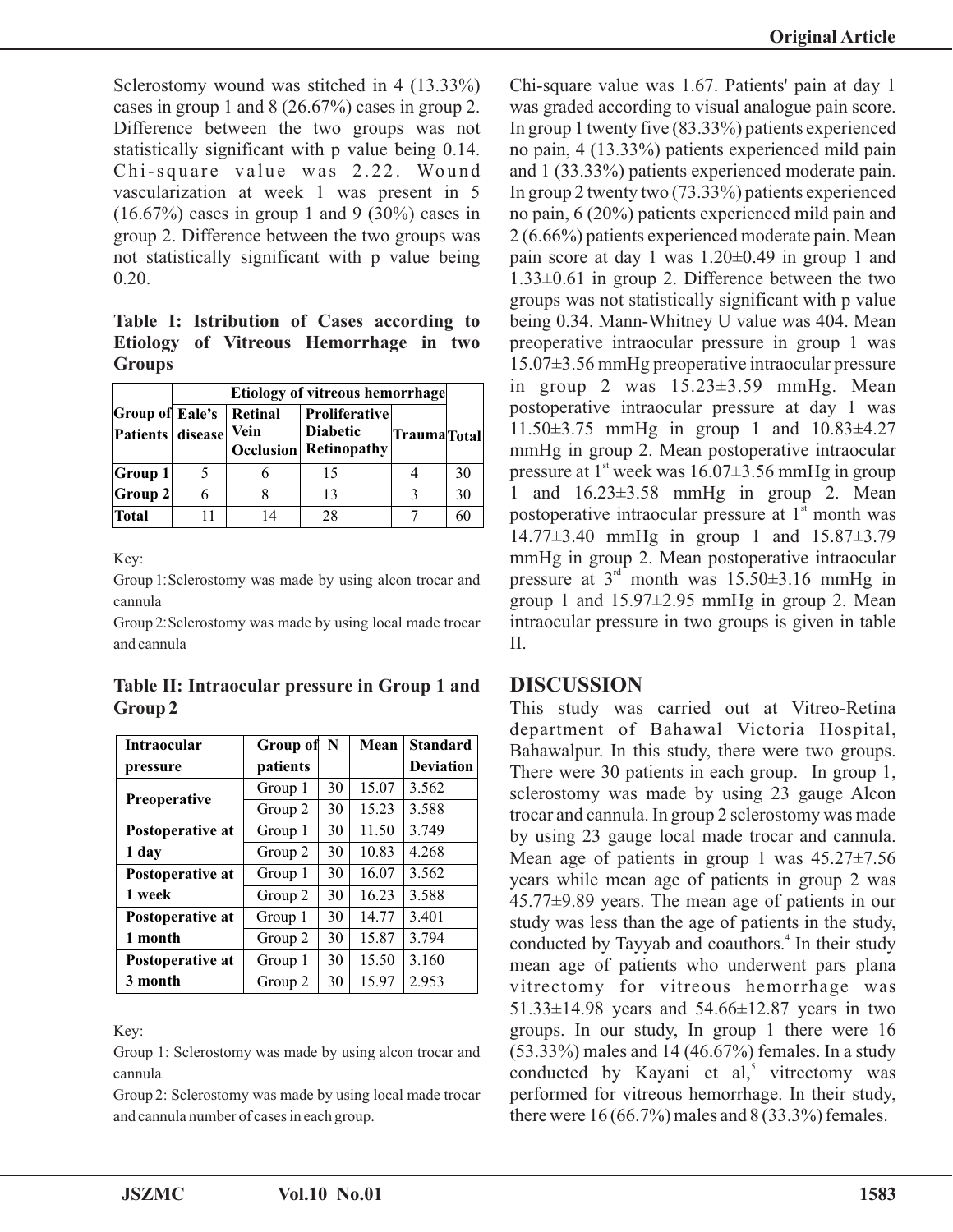Sclerostomy wound was stitched in 4 (13.33%) cases in group 1 and 8 (26.67%) cases in group 2. Difference between the two groups was not statistically significant with p value being 0.14. Chi-square value was 2.22. Wound vascularization at week 1 was present in 5 (16.67%) cases in group 1 and 9 (30%) cases in group 2. Difference between the two groups was not statistically significant with p value being 0.20.

**Table I: Istribution of Cases according to Etiology of Vitreous Hemorrhage in two Groups**

| Group of Patients | Etiology of vitreous hemorrhage | | | | Total |
|---|---|---|---|---|---|
| | Eale's disease | Retinal Vein Occlusion | Proliferative Diabetic Retinopathy | Trauma | |
| Group 1 | 5 | 6 | 15 | 4 | 30 |
| Group 2 | 6 | 8 | 13 | 3 | 30 |
| Total | 11 | 14 | 28 | 7 | 60 |

Key:

Group 1: Sclerostomy was made by using alcon trocar and cannula

Group 2: Sclerostomy was made by using local made trocar and cannula

**Table II: Intraocular pressure in Group 1 and Group 2**

| Intraocular pressure | Group of patients | N | Mean | Standard Deviation |
|---|---|---|---|---|
| Preoperative | Group 1 | 30 | 15.07 | 3.562 |
| | Group 2 | 30 | 15.23 | 3.588 |
| Postoperative at 1 day | Group 1 | 30 | 11.50 | 3.749 |
| | Group 2 | 30 | 10.83 | 4.268 |
| Postoperative at 1 week | Group 1 | 30 | 16.07 | 3.562 |
| | Group 2 | 30 | 16.23 | 3.588 |
| Postoperative at 1 month | Group 1 | 30 | 14.77 | 3.401 |
| | Group 2 | 30 | 15.87 | 3.794 |
| Postoperative at 3 month | Group 1 | 30 | 15.50 | 3.160 |
| | Group 2 | 30 | 15.97 | 2.953 |

Key:

Group 1: Sclerostomy was made by using alcon trocar and cannula

Group 2: Sclerostomy was made by using local made trocar and cannula number of cases in each group.

Chi-square value was 1.67. Patients' pain at day 1 was graded according to visual analogue pain score. In group 1 twenty five (83.33%) patients experienced no pain, 4 (13.33%) patients experienced mild pain and 1 (33.33%) patients experienced moderate pain. In group 2 twenty two (73.33%) patients experienced no pain, 6 (20%) patients experienced mild pain and 2 (6.66%) patients experienced moderate pain. Mean pain score at day 1 was 1.20±0.49 in group 1 and 1.33±0.61 in group 2. Difference between the two groups was not statistically significant with p value being 0.34. Mann-Whitney U value was 404. Mean preoperative intraocular pressure in group 1 was 15.07±3.56 mmHg preoperative intraocular pressure in group 2 was 15.23±3.59 mmHg. Mean postoperative intraocular pressure at day 1 was 11.50±3.75 mmHg in group 1 and 10.83±4.27 mmHg in group 2. Mean postoperative intraocular pressure at 1st week was 16.07±3.56 mmHg in group 1 and 16.23±3.58 mmHg in group 2. Mean postoperative intraocular pressure at 1st month was 14.77±3.40 mmHg in group 1 and 15.87±3.79 mmHg in group 2. Mean postoperative intraocular pressure at 3rd month was 15.50±3.16 mmHg in group 1 and 15.97±2.95 mmHg in group 2. Mean intraocular pressure in two groups is given in table II.

## DISCUSSION

This study was carried out at Vitreo-Retina department of Bahawal Victoria Hospital, Bahawalpur. In this study, there were two groups. There were 30 patients in each group. In group 1, sclerostomy was made by using 23 gauge Alcon trocar and cannula. In group 2 sclerostomy was made by using 23 gauge local made trocar and cannula. Mean age of patients in group 1 was 45.27±7.56 years while mean age of patients in group 2 was 45.77±9.89 years. The mean age of patients in our study was less than the age of patients in the study, conducted by Tayyab and coauthors.[4] In their study mean age of patients who underwent pars plana vitrectomy for vitreous hemorrhage was 51.33±14.98 years and 54.66±12.87 years in two groups. In our study, In group 1 there were 16 (53.33%) males and 14 (46.67%) females. In a study conducted by Kayani et al,[5] vitrectomy was performed for vitreous hemorrhage. In their study, there were 16 (66.7%) males and 8 (33.3%) females.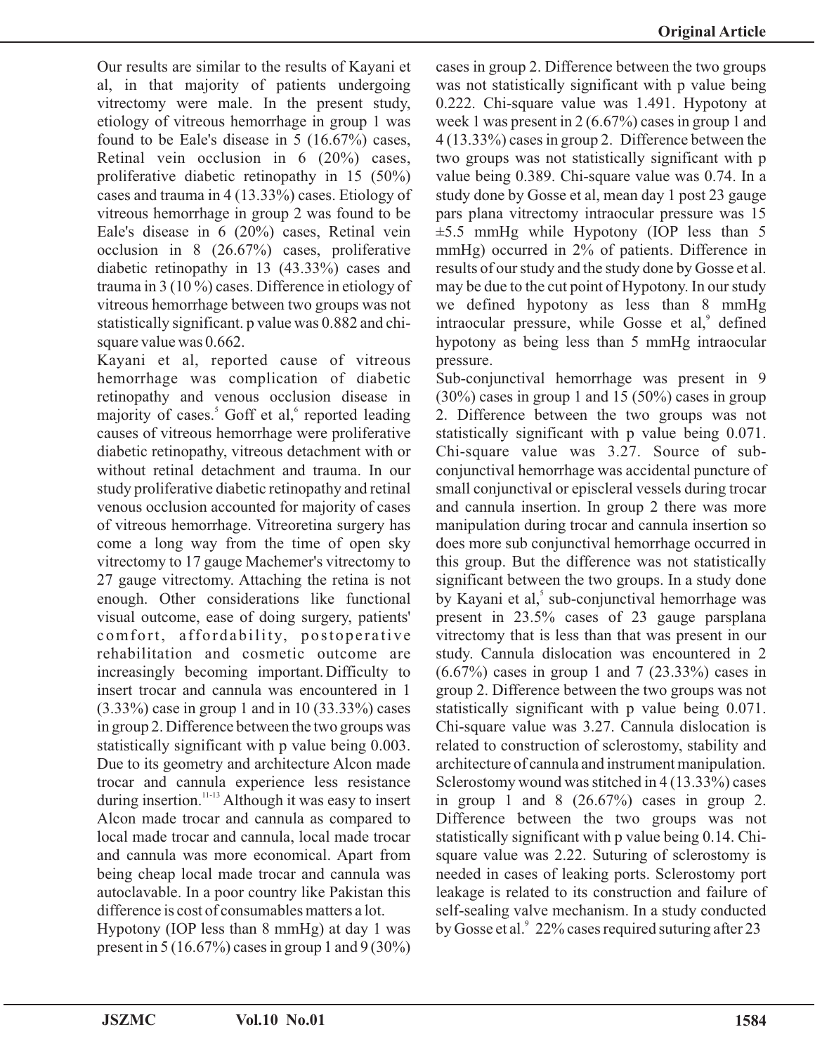Our results are similar to the results of Kayani et al, in that majority of patients undergoing vitrectomy were male. In the present study, etiology of vitreous hemorrhage in group 1 was found to be Eale's disease in 5 (16.67%) cases, Retinal vein occlusion in 6 (20%) cases, proliferative diabetic retinopathy in 15 (50%) cases and trauma in 4 (13.33%) cases. Etiology of vitreous hemorrhage in group 2 was found to be Eale's disease in 6 (20%) cases, Retinal vein occlusion in 8 (26.67%) cases, proliferative diabetic retinopathy in 13 (43.33%) cases and trauma in 3 (10 %) cases. Difference in etiology of vitreous hemorrhage between two groups was not statistically significant. p value was 0.882 and chi-square value was 0.662.

Kayani et al, reported cause of vitreous hemorrhage was complication of diabetic retinopathy and venous occlusion disease in majority of cases.[5] Goff et al,[6] reported leading causes of vitreous hemorrhage were proliferative diabetic retinopathy, vitreous detachment with or without retinal detachment and trauma. In our study proliferative diabetic retinopathy and retinal venous occlusion accounted for majority of cases of vitreous hemorrhage. Vitreoretina surgery has come a long way from the time of open sky vitrectomy to 17 gauge Machemer's vitrectomy to 27 gauge vitrectomy. Attaching the retina is not enough. Other considerations like functional visual outcome, ease of doing surgery, patients' comfort, affordability, postoperative rehabilitation and cosmetic outcome are increasingly becoming important. Difficulty to insert trocar and cannula was encountered in 1 (3.33%) case in group 1 and in 10 (33.33%) cases in group 2. Difference between the two groups was statistically significant with p value being 0.003. Due to its geometry and architecture Alcon made trocar and cannula experience less resistance during insertion.[11-13] Although it was easy to insert Alcon made trocar and cannula as compared to local made trocar and cannula, local made trocar and cannula was more economical. Apart from being cheap local made trocar and cannula was autoclavable. In a poor country like Pakistan this difference is cost of consumables matters a lot.

Hypotony (IOP less than 8 mmHg) at day 1 was present in 5 (16.67%) cases in group 1 and 9 (30%) cases in group 2. Difference between the two groups was not statistically significant with p value being 0.222. Chi-square value was 1.491. Hypotony at week 1 was present in 2 (6.67%) cases in group 1 and 4 (13.33%) cases in group 2. Difference between the two groups was not statistically significant with p value being 0.389. Chi-square value was 0.74. In a study done by Gosse et al, mean day 1 post 23 gauge pars plana vitrectomy intraocular pressure was 15 ±5.5 mmHg while Hypotony (IOP less than 5 mmHg) occurred in 2% of patients. Difference in results of our study and the study done by Gosse et al. may be due to the cut point of Hypotony. In our study we defined hypotony as less than 8 mmHg intraocular pressure, while Gosse et al,[9] defined hypotony as being less than 5 mmHg intraocular pressure.

Sub-conjunctival hemorrhage was present in 9 (30%) cases in group 1 and 15 (50%) cases in group 2. Difference between the two groups was not statistically significant with p value being 0.071. Chi-square value was 3.27. Source of sub-conjunctival hemorrhage was accidental puncture of small conjunctival or episcleral vessels during trocar and cannula insertion. In group 2 there was more manipulation during trocar and cannula insertion so does more sub conjunctival hemorrhage occurred in this group. But the difference was not statistically significant between the two groups. In a study done by Kayani et al,[5] sub-conjunctival hemorrhage was present in 23.5% cases of 23 gauge parsplana vitrectomy that is less than that was present in our study. Cannula dislocation was encountered in 2 (6.67%) cases in group 1 and 7 (23.33%) cases in group 2. Difference between the two groups was not statistically significant with p value being 0.071. Chi-square value was 3.27. Cannula dislocation is related to construction of sclerostomy, stability and architecture of cannula and instrument manipulation. Sclerostomy wound was stitched in 4 (13.33%) cases in group 1 and 8 (26.67%) cases in group 2. Difference between the two groups was not statistically significant with p value being 0.14. Chi-square value was 2.22. Suturing of sclerostomy is needed in cases of leaking ports. Sclerostomy port leakage is related to its construction and failure of self-sealing valve mechanism. In a study conducted by Gosse et al.[9] 22% cases required suturing after 23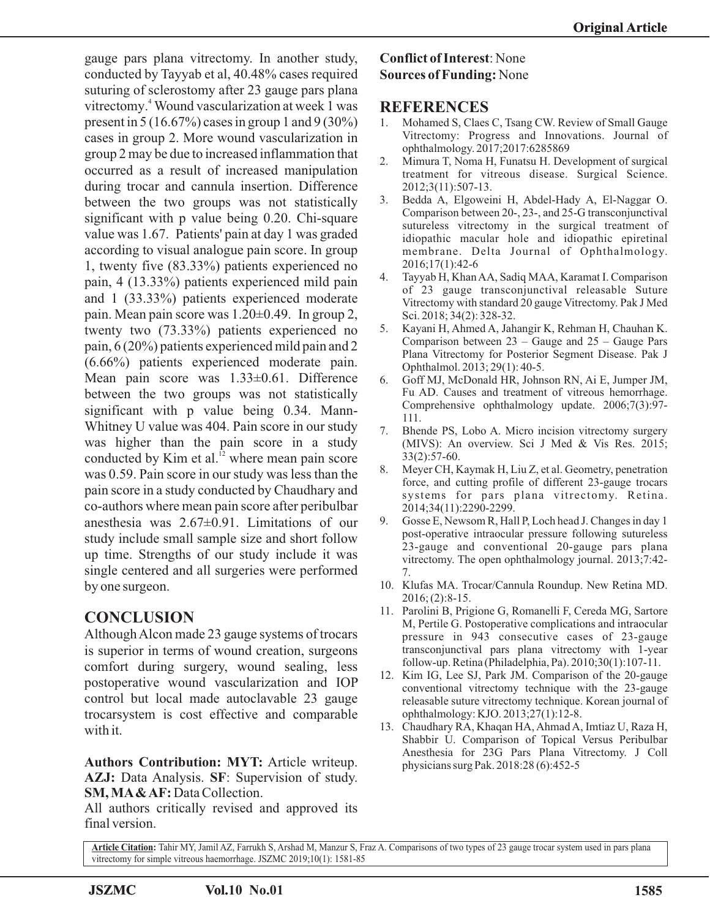gauge pars plana vitrectomy. In another study, conducted by Tayyab et al, 40.48% cases required suturing of sclerostomy after 23 gauge pars plana vitrectomy.[4] Wound vascularization at week 1 was present in 5 (16.67%) cases in group 1 and 9 (30%) cases in group 2. More wound vascularization in group 2 may be due to increased inflammation that occurred as a result of increased manipulation during trocar and cannula insertion. Difference between the two groups was not statistically significant with p value being 0.20. Chi-square value was 1.67. Patients' pain at day 1 was graded according to visual analogue pain score. In group 1, twenty five (83.33%) patients experienced no pain, 4 (13.33%) patients experienced mild pain and 1 (33.33%) patients experienced moderate pain. Mean pain score was 1.20±0.49. In group 2, twenty two (73.33%) patients experienced no pain, 6 (20%) patients experienced mild pain and 2 (6.66%) patients experienced moderate pain. Mean pain score was 1.33±0.61. Difference between the two groups was not statistically significant with p value being 0.34. Mann-Whitney U value was 404. Pain score in our study was higher than the pain score in a study conducted by Kim et al.[12] where mean pain score was 0.59. Pain score in our study was less than the pain score in a study conducted by Chaudhary and co-authors where mean pain score after peribulbar anesthesia was 2.67±0.91. Limitations of our study include small sample size and short follow up time. Strengths of our study include it was single centered and all surgeries were performed by one surgeon.

## CONCLUSION

Although Alcon made 23 gauge systems of trocars is superior in terms of wound creation, surgeons comfort during surgery, wound sealing, less postoperative wound vascularization and IOP control but local made autoclavable 23 gauge trocarsystem is cost effective and comparable with it.

**Authors Contribution: MYT:** Article writeup. **AZJ:** Data Analysis. **SF**: Supervision of study. **SM, MA & AF:** Data Collection.
All authors critically revised and approved its final version.

**Conflict of Interest**: None
**Sources of Funding:** None

## REFERENCES

1. Mohamed S, Claes C, Tsang CW. Review of Small Gauge Vitrectomy: Progress and Innovations. Journal of ophthalmology. 2017;2017:6285869
2. Mimura T, Noma H, Funatsu H. Development of surgical treatment for vitreous disease. Surgical Science. 2012;3(11):507-13.
3. Bedda A, Elgoweini H, Abdel-Hady A, El-Naggar O. Comparison between 20-, 23-, and 25-G transconjunctival sutureless vitrectomy in the surgical treatment of idiopathic macular hole and idiopathic epiretinal membrane. Delta Journal of Ophthalmology. 2016;17(1):42-6
4. Tayyab H, Khan AA, Sadiq MAA, Karamat I. Comparison of 23 gauge transconjunctival releasable Suture Vitrectomy with standard 20 gauge Vitrectomy. Pak J Med Sci. 2018; 34(2): 328-32.
5. Kayani H, Ahmed A, Jahangir K, Rehman H, Chauhan K. Comparison between 23 – Gauge and 25 – Gauge Pars Plana Vitrectomy for Posterior Segment Disease. Pak J Ophthalmol. 2013; 29(1): 40-5.
6. Goff MJ, McDonald HR, Johnson RN, Ai E, Jumper JM, Fu AD. Causes and treatment of vitreous hemorrhage. Comprehensive ophthalmology update. 2006;7(3):97-111.
7. Bhende PS, Lobo A. Micro incision vitrectomy surgery (MIVS): An overview. Sci J Med & Vis Res. 2015; 33(2):57-60.
8. Meyer CH, Kaymak H, Liu Z, et al. Geometry, penetration force, and cutting profile of different 23-gauge trocars systems for pars plana vitrectomy. Retina. 2014;34(11):2290-2299.
9. Gosse E, Newsom R, Hall P, Loch head J. Changes in day 1 post-operative intraocular pressure following sutureless 23-gauge and conventional 20-gauge pars plana vitrectomy. The open ophthalmology journal. 2013;7:42-7.
10. Klufas MA. Trocar/Cannula Roundup. New Retina MD. 2016; (2):8-15.
11. Parolini B, Prigione G, Romanelli F, Cereda MG, Sartore M, Pertile G. Postoperative complications and intraocular pressure in 943 consecutive cases of 23-gauge transconjunctival pars plana vitrectomy with 1-year follow-up. Retina (Philadelphia, Pa). 2010;30(1):107-11.
12. Kim IG, Lee SJ, Park JM. Comparison of the 20-gauge conventional vitrectomy technique with the 23-gauge releasable suture vitrectomy technique. Korean journal of ophthalmology: KJO. 2013;27(1):12-8.
13. Chaudhary RA, Khaqan HA, Ahmad A, Imtiaz U, Raza H, Shabbir U. Comparison of Topical Versus Peribulbar Anesthesia for 23G Pars Plana Vitrectomy. J Coll physicians surg Pak. 2018:28 (6):452-5

**Article Citation:** Tahir MY, Jamil AZ, Farrukh S, Arshad M, Manzur S, Fraz A. Comparisons of two types of 23 gauge trocar system used in pars plana vitrectomy for simple vitreous haemorrhage. JSZMC 2019;10(1): 1581-85